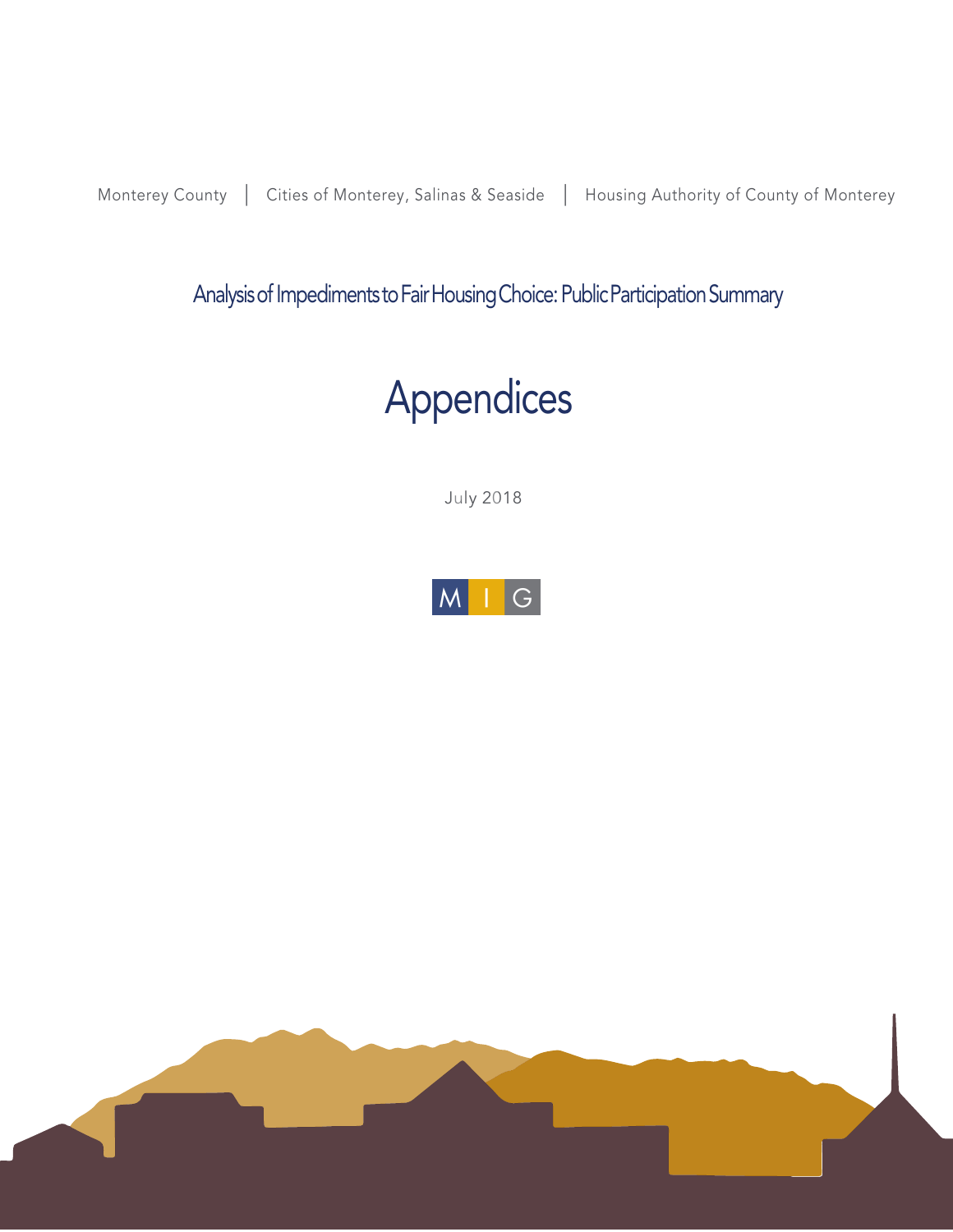Monterey County | Cities of Monterey, Salinas & Seaside | Housing Authority of County of Monterey

## Analysis of Impediments to Fair Housing Choice: Public Participation Summary

# Appendices

July 2018

MIG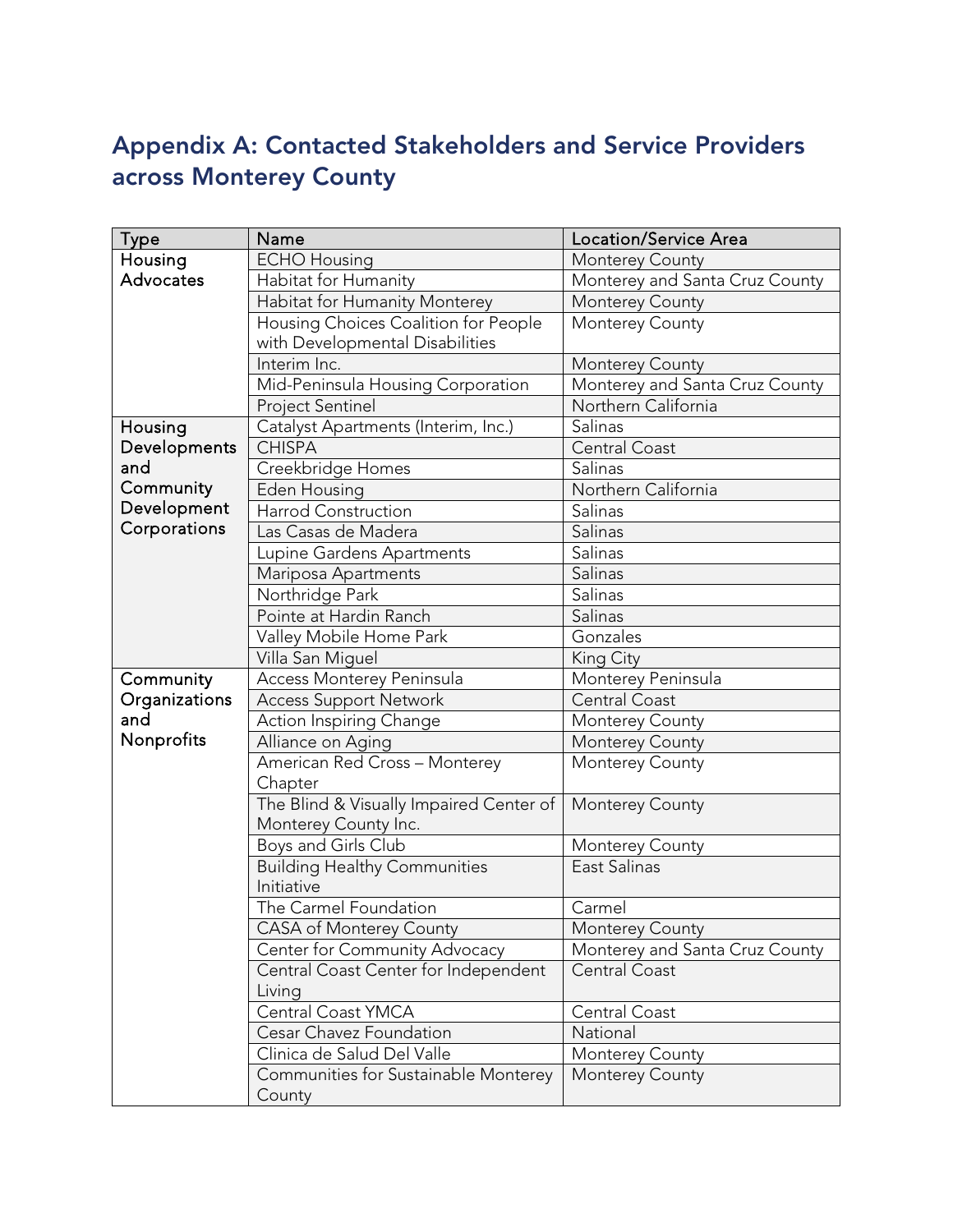# Appendix A: Contacted Stakeholders and Service Providers across Monterey County

| Type | Name | Location/Service Area |
|---|---|---|
| Housing Advocates | ECHO Housing | Monterey County |
| | Habitat for Humanity | Monterey and Santa Cruz County |
| | Habitat for Humanity Monterey | Monterey County |
| | Housing Choices Coalition for People with Developmental Disabilities | Monterey County |
| | Interim Inc. | Monterey County |
| | Mid-Peninsula Housing Corporation | Monterey and Santa Cruz County |
| | Project Sentinel | Northern California |
| Housing Developments and Community Development Corporations | Catalyst Apartments (Interim, Inc.) | Salinas |
| | CHISPA | Central Coast |
| | Creekbridge Homes | Salinas |
| | Eden Housing | Northern California |
| | Harrod Construction | Salinas |
| | Las Casas de Madera | Salinas |
| | Lupine Gardens Apartments | Salinas |
| | Mariposa Apartments | Salinas |
| | Northridge Park | Salinas |
| | Pointe at Hardin Ranch | Salinas |
| | Valley Mobile Home Park | Gonzales |
| | Villa San Miguel | King City |
| Community Organizations and Nonprofits | Access Monterey Peninsula | Monterey Peninsula |
| | Access Support Network | Central Coast |
| | Action Inspiring Change | Monterey County |
| | Alliance on Aging | Monterey County |
| | American Red Cross – Monterey Chapter | Monterey County |
| | The Blind & Visually Impaired Center of Monterey County Inc. | Monterey County |
| | Boys and Girls Club | Monterey County |
| | Building Healthy Communities Initiative | East Salinas |
| | The Carmel Foundation | Carmel |
| | CASA of Monterey County | Monterey County |
| | Center for Community Advocacy | Monterey and Santa Cruz County |
| | Central Coast Center for Independent Living | Central Coast |
| | Central Coast YMCA | Central Coast |
| | Cesar Chavez Foundation | National |
| | Clinica de Salud Del Valle | Monterey County |
| | Communities for Sustainable Monterey County | Monterey County |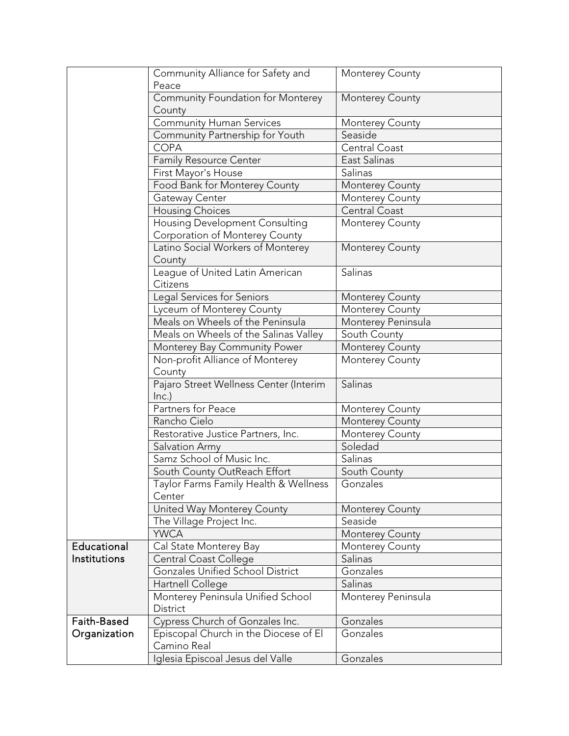| | | |
|---|---|---|
| | Community Alliance for Safety and Peace | Monterey County |
| | Community Foundation for Monterey County | Monterey County |
| | Community Human Services | Monterey County |
| | Community Partnership for Youth | Seaside |
| | COPA | Central Coast |
| | Family Resource Center | East Salinas |
| | First Mayor's House | Salinas |
| | Food Bank for Monterey County | Monterey County |
| | Gateway Center | Monterey County |
| | Housing Choices | Central Coast |
| | Housing Development Consulting Corporation of Monterey County | Monterey County |
| | Latino Social Workers of Monterey County | Monterey County |
| | League of United Latin American Citizens | Salinas |
| | Legal Services for Seniors | Monterey County |
| | Lyceum of Monterey County | Monterey County |
| | Meals on Wheels of the Peninsula | Monterey Peninsula |
| | Meals on Wheels of the Salinas Valley | South County |
| | Monterey Bay Community Power | Monterey County |
| | Non-profit Alliance of Monterey County | Monterey County |
| | Pajaro Street Wellness Center (Interim Inc.) | Salinas |
| | Partners for Peace | Monterey County |
| | Rancho Cielo | Monterey County |
| | Restorative Justice Partners, Inc. | Monterey County |
| | Salvation Army | Soledad |
| | Samz School of Music Inc. | Salinas |
| | South County OutReach Effort | South County |
| | Taylor Farms Family Health & Wellness Center | Gonzales |
| | United Way Monterey County | Monterey County |
| | The Village Project Inc. | Seaside |
| | YWCA | Monterey County |
| Educational Institutions | Cal State Monterey Bay | Monterey County |
| | Central Coast College | Salinas |
| | Gonzales Unified School District | Gonzales |
| | Hartnell College | Salinas |
| | Monterey Peninsula Unified School District | Monterey Peninsula |
| Faith-Based Organization | Cypress Church of Gonzales Inc. | Gonzales |
| | Episcopal Church in the Diocese of El Camino Real | Gonzales |
| | Iglesia Episcoal Jesus del Valle | Gonzales |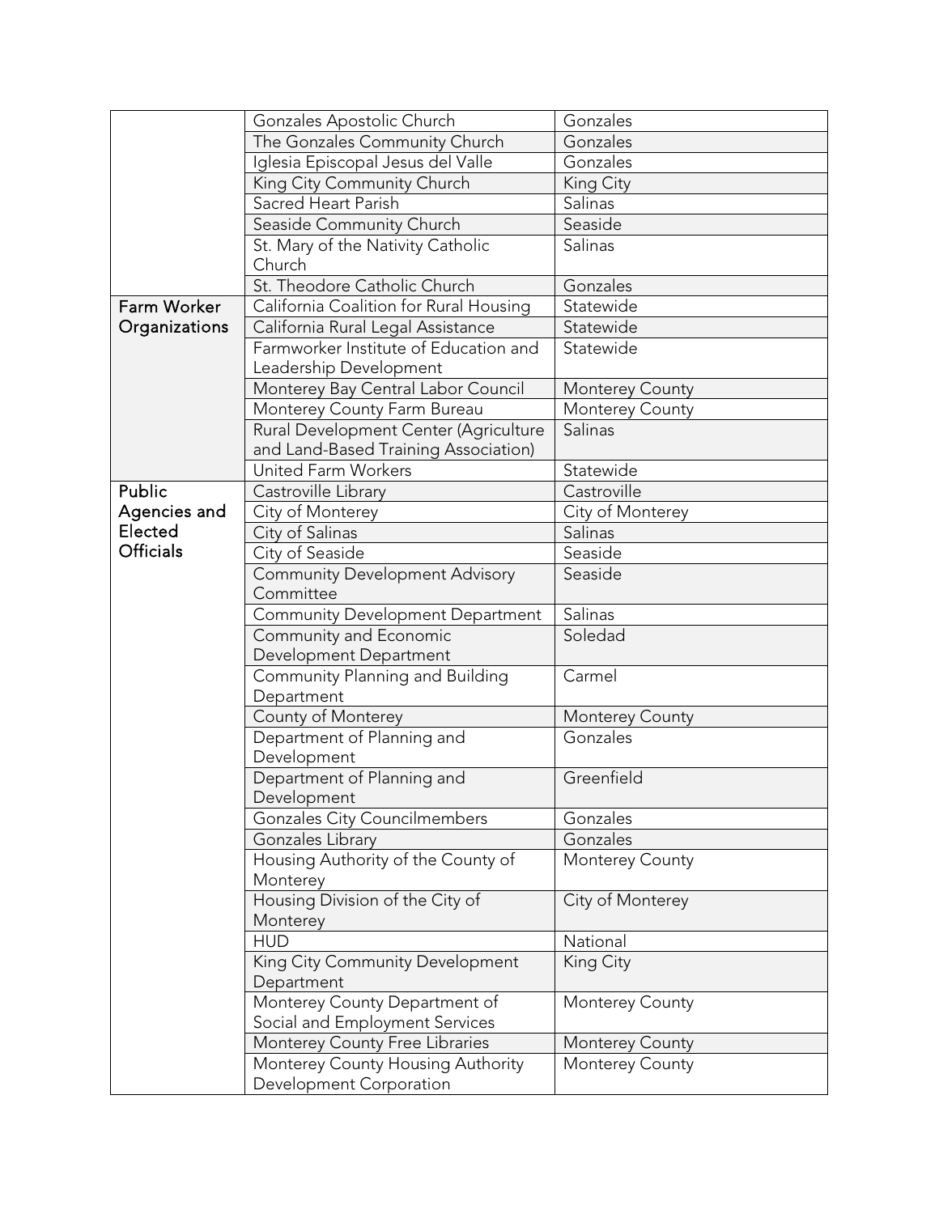| | | |
|---|---|---|
| | Gonzales Apostolic Church | Gonzales |
| | The Gonzales Community Church | Gonzales |
| | Iglesia Episcopal Jesus del Valle | Gonzales |
| | King City Community Church | King City |
| | Sacred Heart Parish | Salinas |
| | Seaside Community Church | Seaside |
| | St. Mary of the Nativity Catholic Church | Salinas |
| | St. Theodore Catholic Church | Gonzales |
| **Farm Worker Organizations** | California Coalition for Rural Housing | Statewide |
| | California Rural Legal Assistance | Statewide |
| | Farmworker Institute of Education and Leadership Development | Statewide |
| | Monterey Bay Central Labor Council | Monterey County |
| | Monterey County Farm Bureau | Monterey County |
| | Rural Development Center (Agriculture and Land-Based Training Association) | Salinas |
| | United Farm Workers | Statewide |
| **Public Agencies and Elected Officials** | Castroville Library | Castroville |
| | City of Monterey | City of Monterey |
| | City of Salinas | Salinas |
| | City of Seaside | Seaside |
| | Community Development Advisory Committee | Seaside |
| | Community Development Department | Salinas |
| | Community and Economic Development Department | Soledad |
| | Community Planning and Building Department | Carmel |
| | County of Monterey | Monterey County |
| | Department of Planning and Development | Gonzales |
| | Department of Planning and Development | Greenfield |
| | Gonzales City Councilmembers | Gonzales |
| | Gonzales Library | Gonzales |
| | Housing Authority of the County of Monterey | Monterey County |
| | Housing Division of the City of Monterey | City of Monterey |
| | HUD | National |
| | King City Community Development Department | King City |
| | Monterey County Department of Social and Employment Services | Monterey County |
| | Monterey County Free Libraries | Monterey County |
| | Monterey County Housing Authority Development Corporation | Monterey County |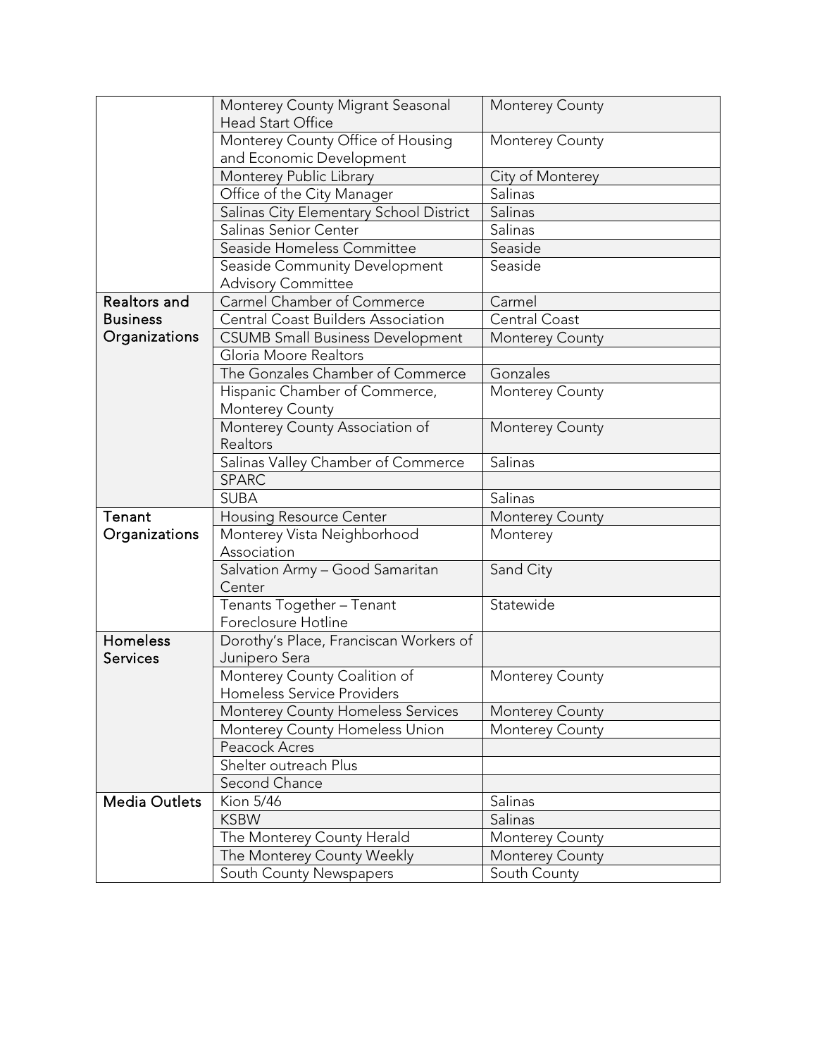| | | |
|---|---|---|
| | Monterey County Migrant Seasonal Head Start Office | Monterey County |
| | Monterey County Office of Housing and Economic Development | Monterey County |
| | Monterey Public Library | City of Monterey |
| | Office of the City Manager | Salinas |
| | Salinas City Elementary School District | Salinas |
| | Salinas Senior Center | Salinas |
| | Seaside Homeless Committee | Seaside |
| | Seaside Community Development Advisory Committee | Seaside |
| Realtors and Business Organizations | Carmel Chamber of Commerce | Carmel |
| | Central Coast Builders Association | Central Coast |
| | CSUMB Small Business Development | Monterey County |
| | Gloria Moore Realtors | |
| | The Gonzales Chamber of Commerce | Gonzales |
| | Hispanic Chamber of Commerce, Monterey County | Monterey County |
| | Monterey County Association of Realtors | Monterey County |
| | Salinas Valley Chamber of Commerce | Salinas |
| | SPARC | |
| | SUBA | Salinas |
| Tenant Organizations | Housing Resource Center | Monterey County |
| | Monterey Vista Neighborhood Association | Monterey |
| | Salvation Army – Good Samaritan Center | Sand City |
| | Tenants Together – Tenant Foreclosure Hotline | Statewide |
| Homeless Services | Dorothy's Place, Franciscan Workers of Junipero Sera | |
| | Monterey County Coalition of Homeless Service Providers | Monterey County |
| | Monterey County Homeless Services | Monterey County |
| | Monterey County Homeless Union | Monterey County |
| | Peacock Acres | |
| | Shelter outreach Plus | |
| | Second Chance | |
| Media Outlets | Kion 5/46 | Salinas |
| | KSBW | Salinas |
| | The Monterey County Herald | Monterey County |
| | The Monterey County Weekly | Monterey County |
| | South County Newspapers | South County |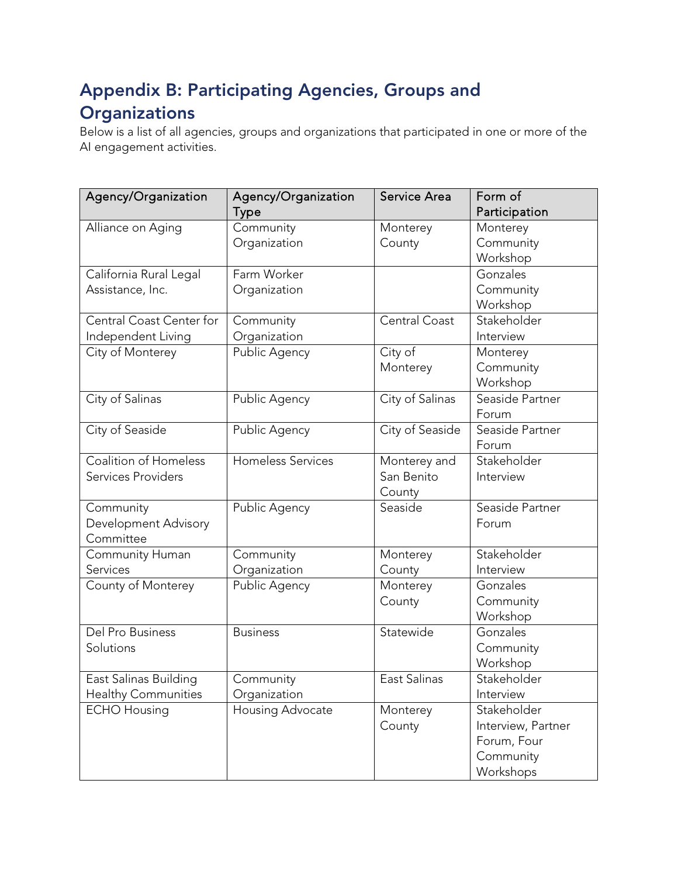# Appendix B: Participating Agencies, Groups and Organizations

Below is a list of all agencies, groups and organizations that participated in one or more of the AI engagement activities.

| Agency/Organization | Agency/Organization Type | Service Area | Form of Participation |
|---|---|---|---|
| Alliance on Aging | Community Organization | Monterey County | Monterey Community Workshop |
| California Rural Legal Assistance, Inc. | Farm Worker Organization | | Gonzales Community Workshop |
| Central Coast Center for Independent Living | Community Organization | Central Coast | Stakeholder Interview |
| City of Monterey | Public Agency | City of Monterey | Monterey Community Workshop |
| City of Salinas | Public Agency | City of Salinas | Seaside Partner Forum |
| City of Seaside | Public Agency | City of Seaside | Seaside Partner Forum |
| Coalition of Homeless Services Providers | Homeless Services | Monterey and San Benito County | Stakeholder Interview |
| Community Development Advisory Committee | Public Agency | Seaside | Seaside Partner Forum |
| Community Human Services | Community Organization | Monterey County | Stakeholder Interview |
| County of Monterey | Public Agency | Monterey County | Gonzales Community Workshop |
| Del Pro Business Solutions | Business | Statewide | Gonzales Community Workshop |
| East Salinas Building Healthy Communities | Community Organization | East Salinas | Stakeholder Interview |
| ECHO Housing | Housing Advocate | Monterey County | Stakeholder Interview, Partner Forum, Four Community Workshops |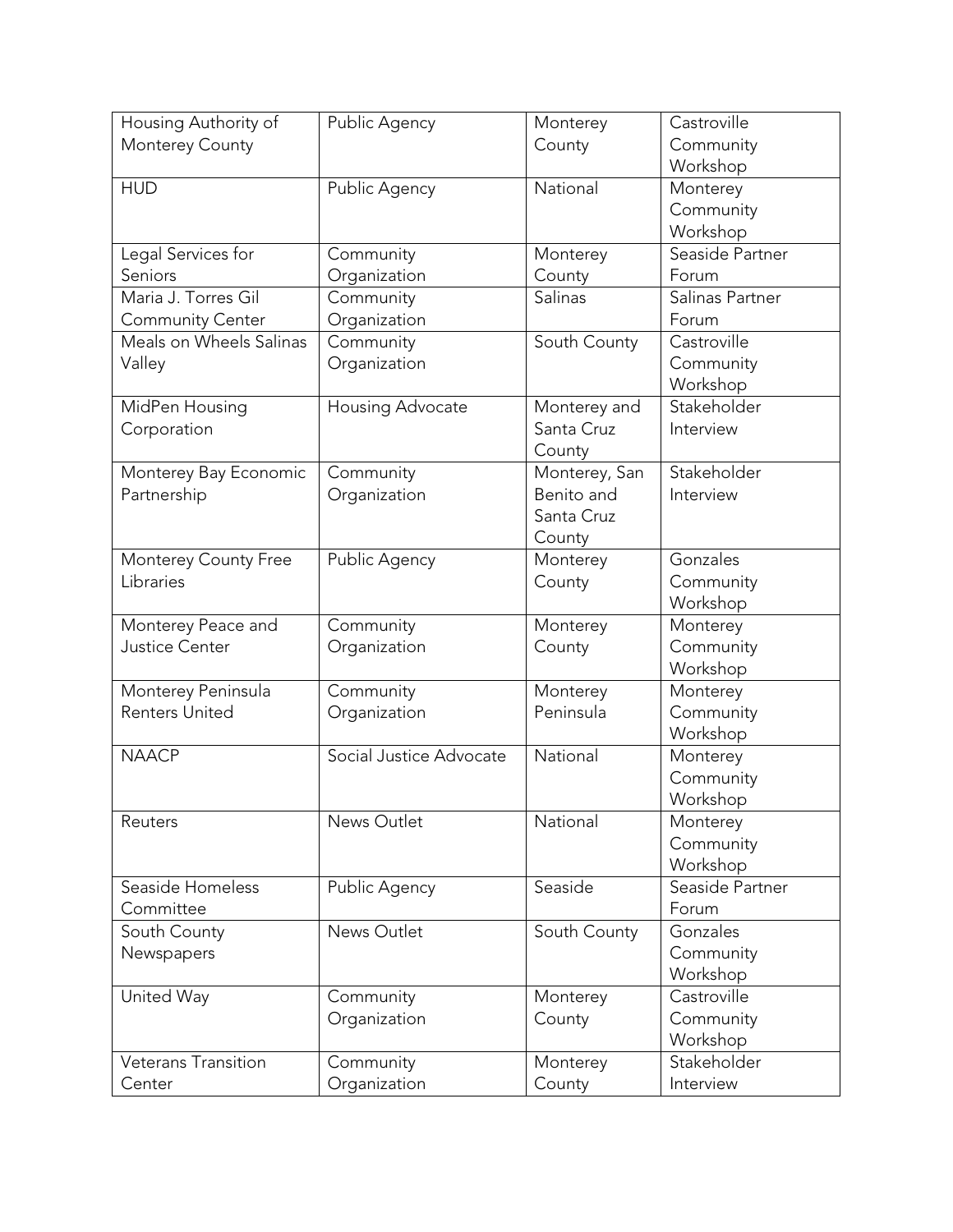| Housing Authority of Monterey County | Public Agency | Monterey County | Castroville Community Workshop |
|---|---|---|---|
| HUD | Public Agency | National | Monterey Community Workshop |
| Legal Services for Seniors | Community Organization | Monterey County | Seaside Partner Forum |
| Maria J. Torres Gil Community Center | Community Organization | Salinas | Salinas Partner Forum |
| Meals on Wheels Salinas Valley | Community Organization | South County | Castroville Community Workshop |
| MidPen Housing Corporation | Housing Advocate | Monterey and Santa Cruz County | Stakeholder Interview |
| Monterey Bay Economic Partnership | Community Organization | Monterey, San Benito and Santa Cruz County | Stakeholder Interview |
| Monterey County Free Libraries | Public Agency | Monterey County | Gonzales Community Workshop |
| Monterey Peace and Justice Center | Community Organization | Monterey County | Monterey Community Workshop |
| Monterey Peninsula Renters United | Community Organization | Monterey Peninsula | Monterey Community Workshop |
| NAACP | Social Justice Advocate | National | Monterey Community Workshop |
| Reuters | News Outlet | National | Monterey Community Workshop |
| Seaside Homeless Committee | Public Agency | Seaside | Seaside Partner Forum |
| South County Newspapers | News Outlet | South County | Gonzales Community Workshop |
| United Way | Community Organization | Monterey County | Castroville Community Workshop |
| Veterans Transition Center | Community Organization | Monterey County | Stakeholder Interview |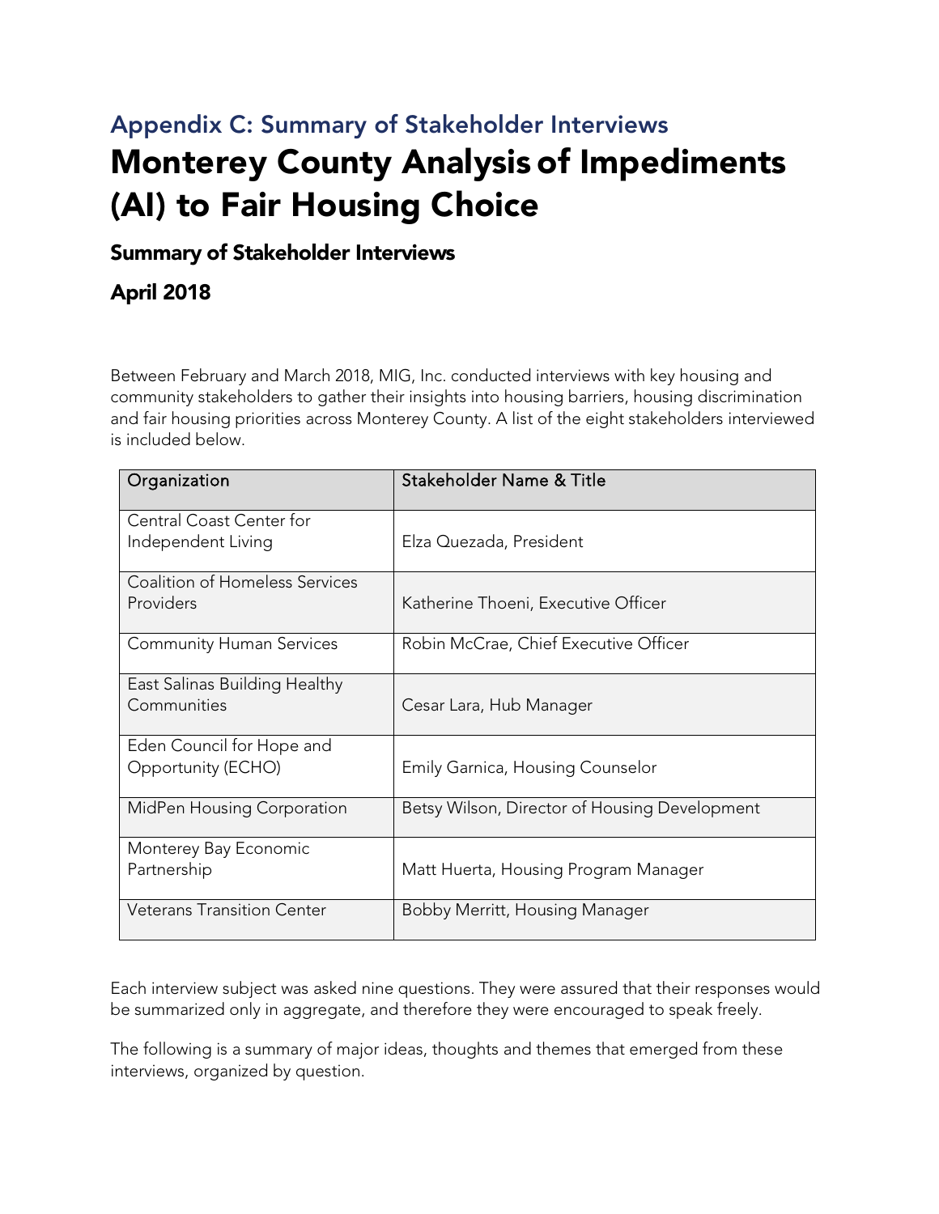## Appendix C: Summary of Stakeholder Interviews

# Monterey County Analysis of Impediments (AI) to Fair Housing Choice

### Summary of Stakeholder Interviews

### April 2018

Between February and March 2018, MIG, Inc. conducted interviews with key housing and community stakeholders to gather their insights into housing barriers, housing discrimination and fair housing priorities across Monterey County. A list of the eight stakeholders interviewed is included below.

| Organization | Stakeholder Name & Title |
|---|---|
| Central Coast Center for Independent Living | Elza Quezada, President |
| Coalition of Homeless Services Providers | Katherine Thoeni, Executive Officer |
| Community Human Services | Robin McCrae, Chief Executive Officer |
| East Salinas Building Healthy Communities | Cesar Lara, Hub Manager |
| Eden Council for Hope and Opportunity (ECHO) | Emily Garnica, Housing Counselor |
| MidPen Housing Corporation | Betsy Wilson, Director of Housing Development |
| Monterey Bay Economic Partnership | Matt Huerta, Housing Program Manager |
| Veterans Transition Center | Bobby Merritt, Housing Manager |

Each interview subject was asked nine questions. They were assured that their responses would be summarized only in aggregate, and therefore they were encouraged to speak freely.

The following is a summary of major ideas, thoughts and themes that emerged from these interviews, organized by question.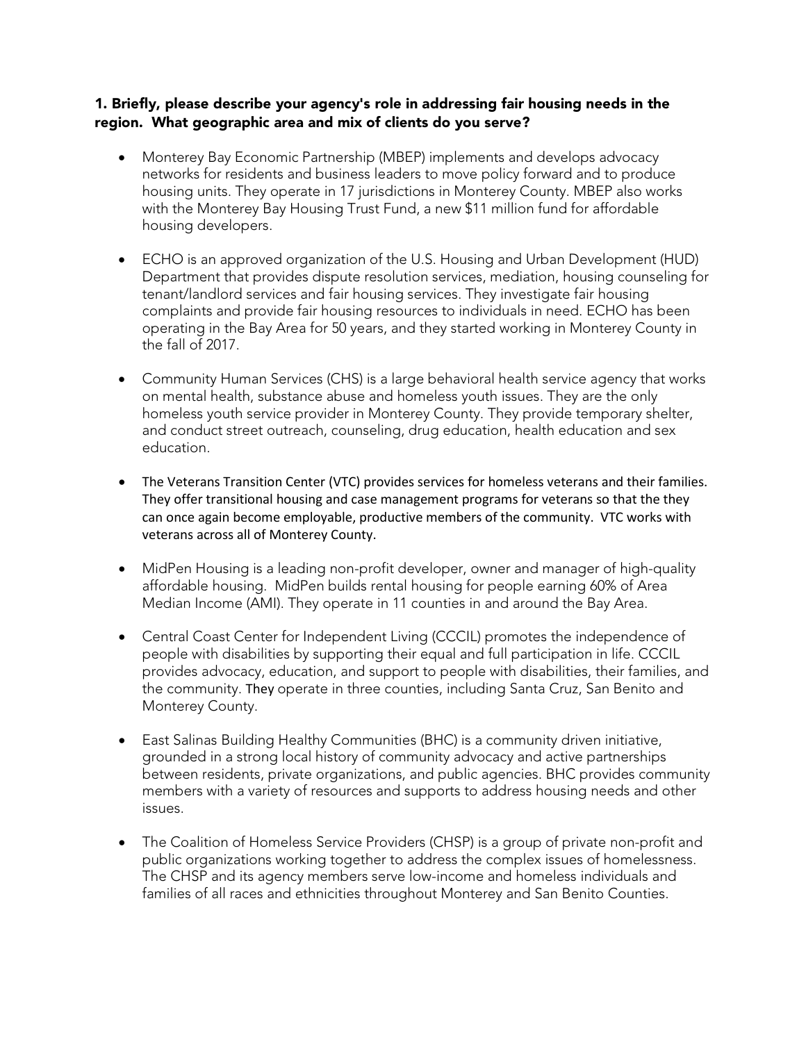**1. Briefly, please describe your agency's role in addressing fair housing needs in the region. What geographic area and mix of clients do you serve?**

- Monterey Bay Economic Partnership (MBEP) implements and develops advocacy networks for residents and business leaders to move policy forward and to produce housing units. They operate in 17 jurisdictions in Monterey County. MBEP also works with the Monterey Bay Housing Trust Fund, a new $11 million fund for affordable housing developers.

- ECHO is an approved organization of the U.S. Housing and Urban Development (HUD) Department that provides dispute resolution services, mediation, housing counseling for tenant/landlord services and fair housing services. They investigate fair housing complaints and provide fair housing resources to individuals in need. ECHO has been operating in the Bay Area for 50 years, and they started working in Monterey County in the fall of 2017.

- Community Human Services (CHS) is a large behavioral health service agency that works on mental health, substance abuse and homeless youth issues. They are the only homeless youth service provider in Monterey County. They provide temporary shelter, and conduct street outreach, counseling, drug education, health education and sex education.

- The Veterans Transition Center (VTC) provides services for homeless veterans and their families. They offer transitional housing and case management programs for veterans so that the they can once again become employable, productive members of the community. VTC works with veterans across all of Monterey County.

- MidPen Housing is a leading non-profit developer, owner and manager of high-quality affordable housing. MidPen builds rental housing for people earning 60% of Area Median Income (AMI). They operate in 11 counties in and around the Bay Area.

- Central Coast Center for Independent Living (CCCIL) promotes the independence of people with disabilities by supporting their equal and full participation in life. CCCIL provides advocacy, education, and support to people with disabilities, their families, and the community. They operate in three counties, including Santa Cruz, San Benito and Monterey County.

- East Salinas Building Healthy Communities (BHC) is a community driven initiative, grounded in a strong local history of community advocacy and active partnerships between residents, private organizations, and public agencies. BHC provides community members with a variety of resources and supports to address housing needs and other issues.

- The Coalition of Homeless Service Providers (CHSP) is a group of private non-profit and public organizations working together to address the complex issues of homelessness. The CHSP and its agency members serve low-income and homeless individuals and families of all races and ethnicities throughout Monterey and San Benito Counties.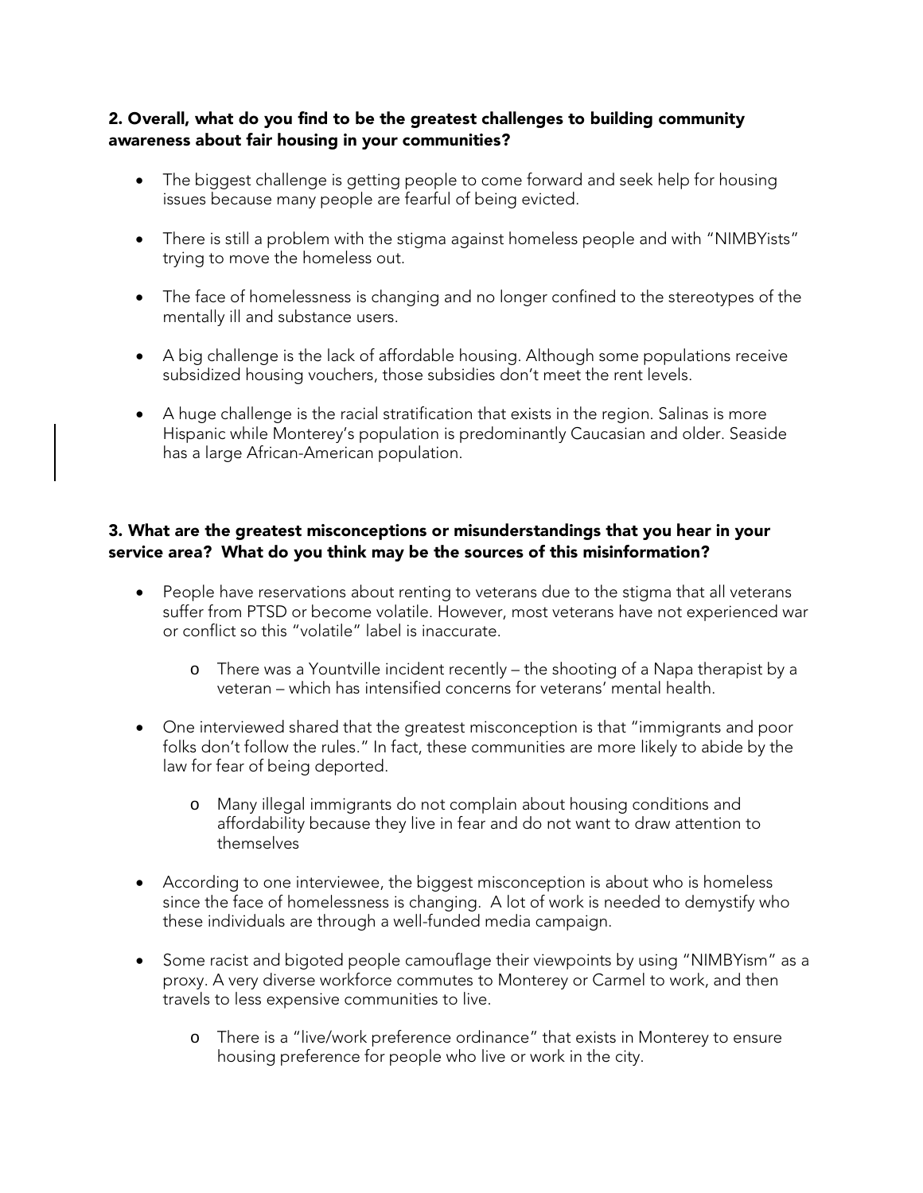### 2. Overall, what do you find to be the greatest challenges to building community awareness about fair housing in your communities?

- The biggest challenge is getting people to come forward and seek help for housing issues because many people are fearful of being evicted.
- There is still a problem with the stigma against homeless people and with "NIMBYists" trying to move the homeless out.
- The face of homelessness is changing and no longer confined to the stereotypes of the mentally ill and substance users.
- A big challenge is the lack of affordable housing. Although some populations receive subsidized housing vouchers, those subsidies don't meet the rent levels.
- A huge challenge is the racial stratification that exists in the region. Salinas is more Hispanic while Monterey's population is predominantly Caucasian and older. Seaside has a large African-American population.

### 3. What are the greatest misconceptions or misunderstandings that you hear in your service area? What do you think may be the sources of this misinformation?

- People have reservations about renting to veterans due to the stigma that all veterans suffer from PTSD or become volatile. However, most veterans have not experienced war or conflict so this "volatile" label is inaccurate.
  - There was a Yountville incident recently – the shooting of a Napa therapist by a veteran – which has intensified concerns for veterans' mental health.
- One interviewed shared that the greatest misconception is that "immigrants and poor folks don't follow the rules." In fact, these communities are more likely to abide by the law for fear of being deported.
  - Many illegal immigrants do not complain about housing conditions and affordability because they live in fear and do not want to draw attention to themselves
- According to one interviewee, the biggest misconception is about who is homeless since the face of homelessness is changing. A lot of work is needed to demystify who these individuals are through a well-funded media campaign.
- Some racist and bigoted people camouflage their viewpoints by using "NIMBYism" as a proxy. A very diverse workforce commutes to Monterey or Carmel to work, and then travels to less expensive communities to live.
  - There is a "live/work preference ordinance" that exists in Monterey to ensure housing preference for people who live or work in the city.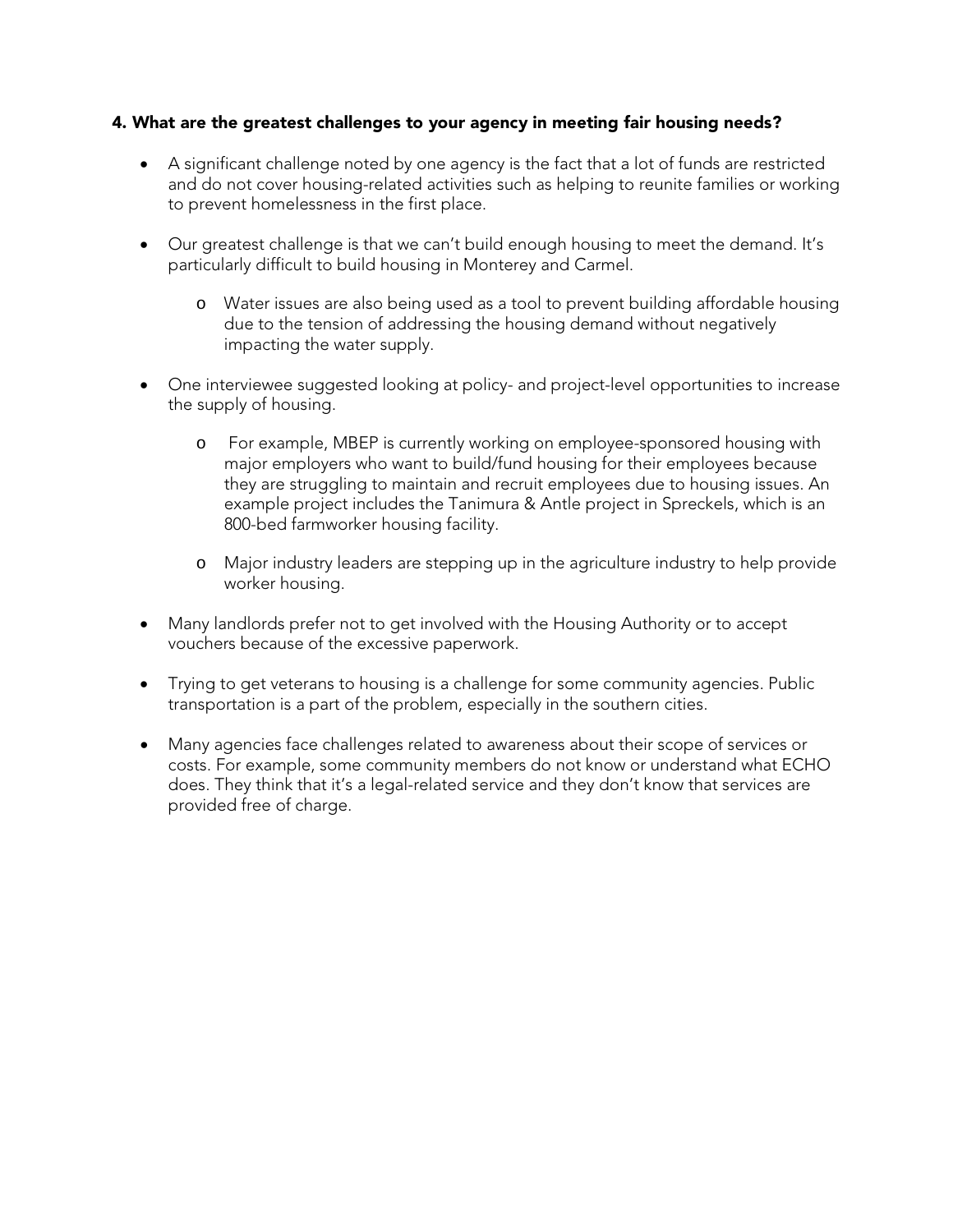#### 4. What are the greatest challenges to your agency in meeting fair housing needs?

- A significant challenge noted by one agency is the fact that a lot of funds are restricted and do not cover housing-related activities such as helping to reunite families or working to prevent homelessness in the first place.
- Our greatest challenge is that we can't build enough housing to meet the demand. It's particularly difficult to build housing in Monterey and Carmel.
  - Water issues are also being used as a tool to prevent building affordable housing due to the tension of addressing the housing demand without negatively impacting the water supply.
- One interviewee suggested looking at policy- and project-level opportunities to increase the supply of housing.
  - For example, MBEP is currently working on employee-sponsored housing with major employers who want to build/fund housing for their employees because they are struggling to maintain and recruit employees due to housing issues. An example project includes the Tanimura & Antle project in Spreckels, which is an 800-bed farmworker housing facility.
  - Major industry leaders are stepping up in the agriculture industry to help provide worker housing.
- Many landlords prefer not to get involved with the Housing Authority or to accept vouchers because of the excessive paperwork.
- Trying to get veterans to housing is a challenge for some community agencies. Public transportation is a part of the problem, especially in the southern cities.
- Many agencies face challenges related to awareness about their scope of services or costs. For example, some community members do not know or understand what ECHO does. They think that it's a legal-related service and they don't know that services are provided free of charge.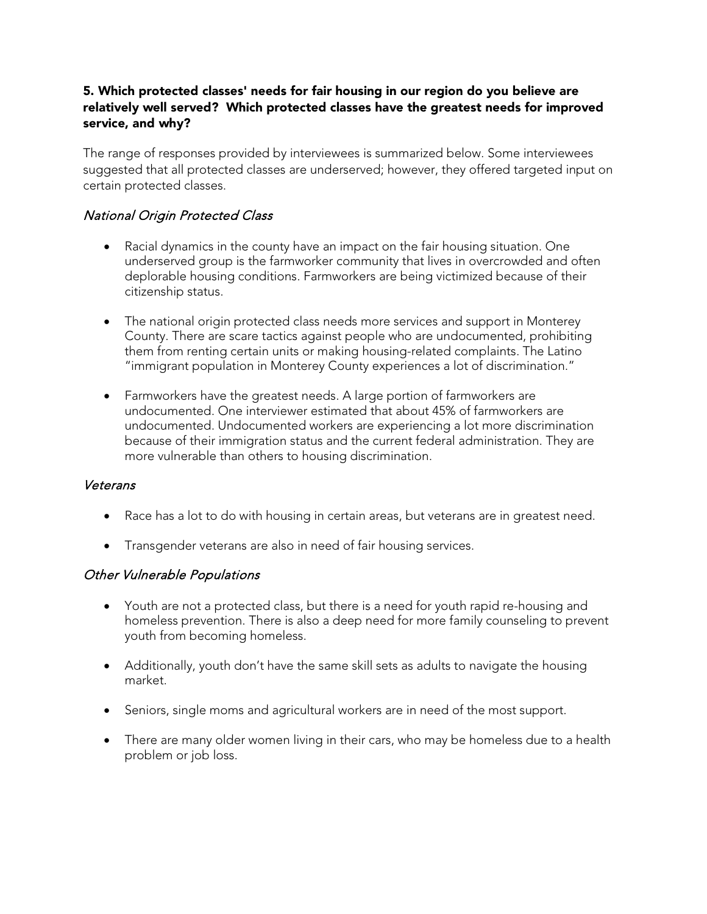**5. Which protected classes' needs for fair housing in our region do you believe are relatively well served? Which protected classes have the greatest needs for improved service, and why?**

The range of responses provided by interviewees is summarized below. Some interviewees suggested that all protected classes are underserved; however, they offered targeted input on certain protected classes.

### *National Origin Protected Class*

- Racial dynamics in the county have an impact on the fair housing situation. One underserved group is the farmworker community that lives in overcrowded and often deplorable housing conditions. Farmworkers are being victimized because of their citizenship status.
- The national origin protected class needs more services and support in Monterey County. There are scare tactics against people who are undocumented, prohibiting them from renting certain units or making housing-related complaints. The Latino "immigrant population in Monterey County experiences a lot of discrimination."
- Farmworkers have the greatest needs. A large portion of farmworkers are undocumented. One interviewer estimated that about 45% of farmworkers are undocumented. Undocumented workers are experiencing a lot more discrimination because of their immigration status and the current federal administration. They are more vulnerable than others to housing discrimination.

### *Veterans*

- Race has a lot to do with housing in certain areas, but veterans are in greatest need.
- Transgender veterans are also in need of fair housing services.

### *Other Vulnerable Populations*

- Youth are not a protected class, but there is a need for youth rapid re-housing and homeless prevention. There is also a deep need for more family counseling to prevent youth from becoming homeless.
- Additionally, youth don't have the same skill sets as adults to navigate the housing market.
- Seniors, single moms and agricultural workers are in need of the most support.
- There are many older women living in their cars, who may be homeless due to a health problem or job loss.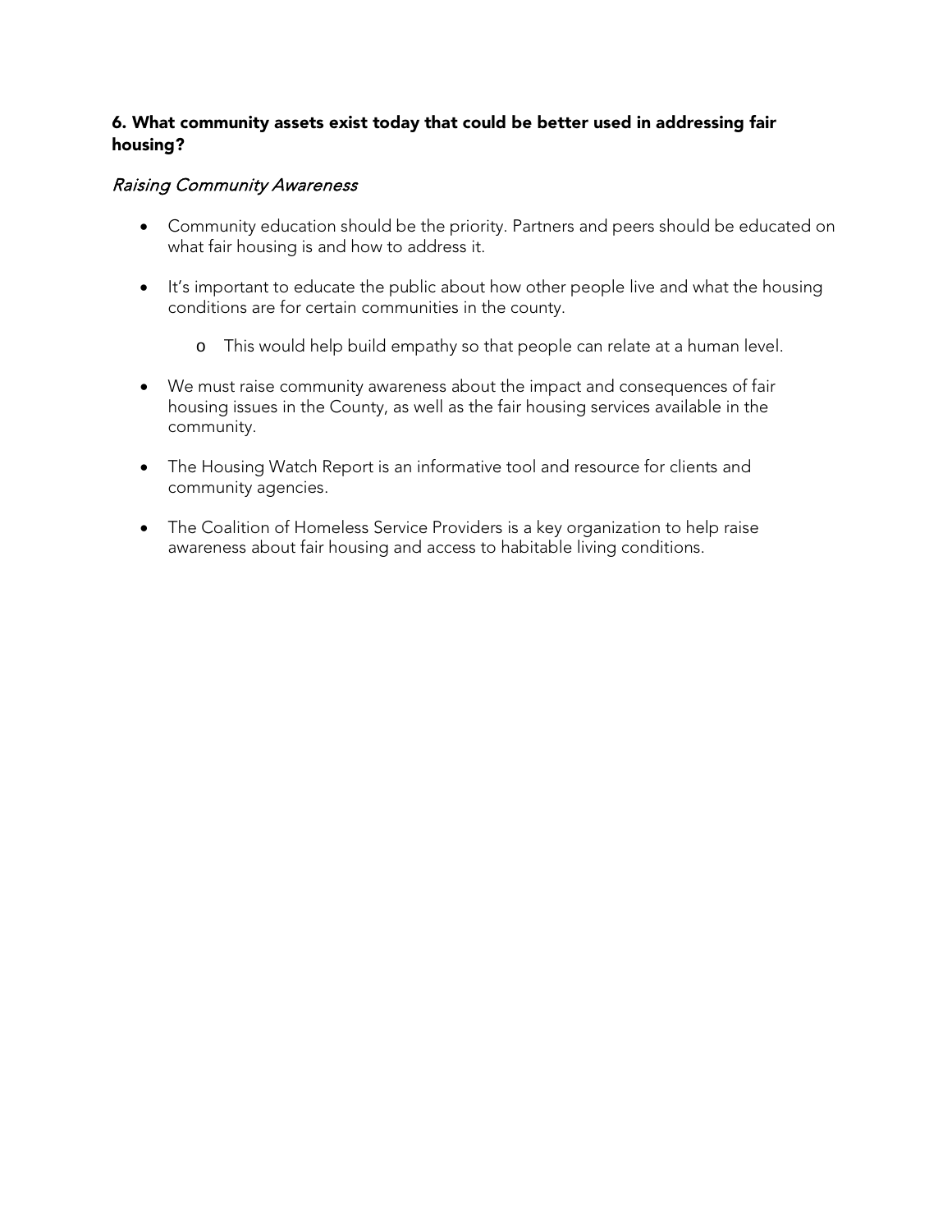### 6. What community assets exist today that could be better used in addressing fair housing?

*Raising Community Awareness*

- Community education should be the priority. Partners and peers should be educated on what fair housing is and how to address it.
- It's important to educate the public about how other people live and what the housing conditions are for certain communities in the county.
  - This would help build empathy so that people can relate at a human level.
- We must raise community awareness about the impact and consequences of fair housing issues in the County, as well as the fair housing services available in the community.
- The Housing Watch Report is an informative tool and resource for clients and community agencies.
- The Coalition of Homeless Service Providers is a key organization to help raise awareness about fair housing and access to habitable living conditions.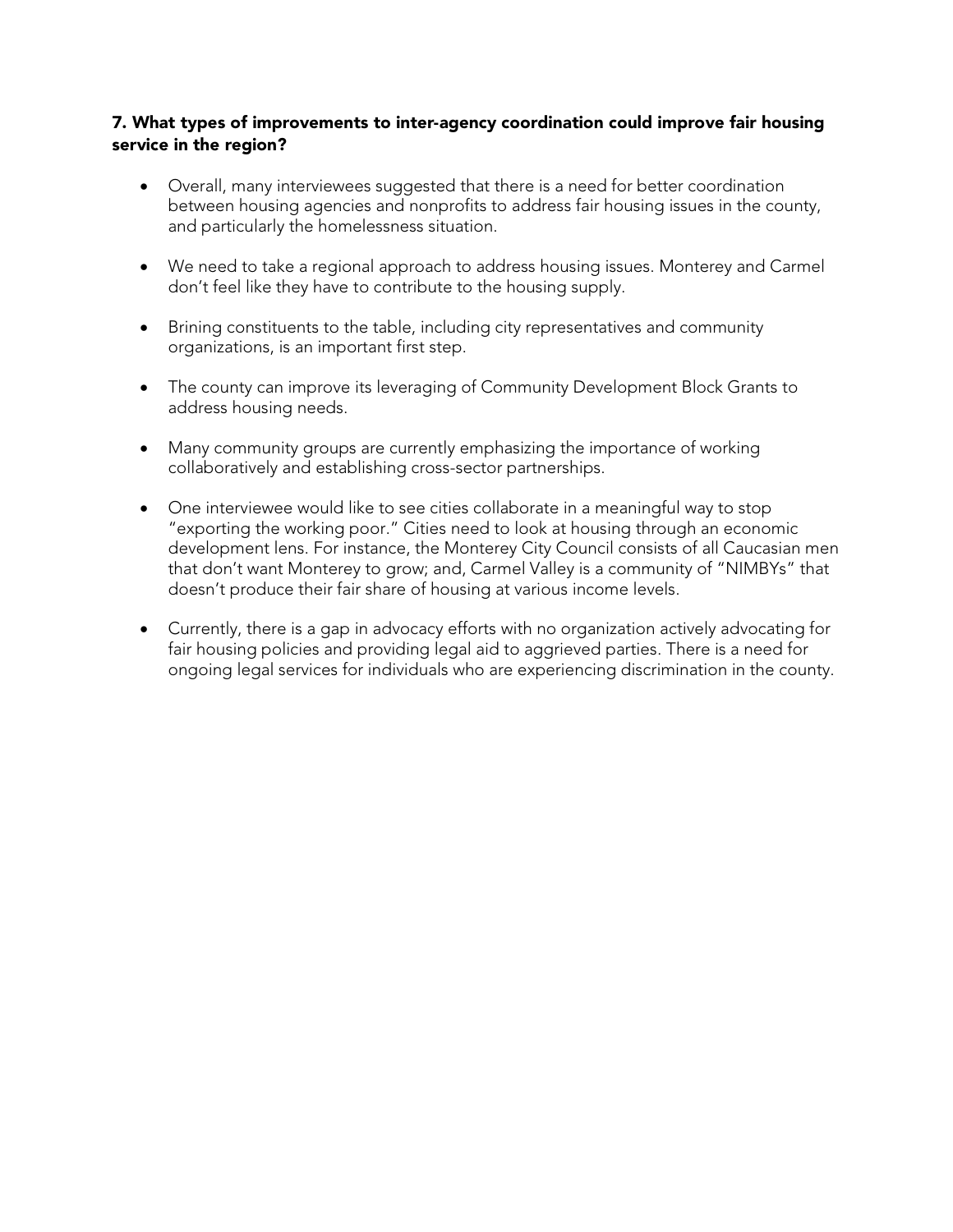### 7. What types of improvements to inter-agency coordination could improve fair housing service in the region?

- Overall, many interviewees suggested that there is a need for better coordination between housing agencies and nonprofits to address fair housing issues in the county, and particularly the homelessness situation.

- We need to take a regional approach to address housing issues. Monterey and Carmel don't feel like they have to contribute to the housing supply.

- Brining constituents to the table, including city representatives and community organizations, is an important first step.

- The county can improve its leveraging of Community Development Block Grants to address housing needs.

- Many community groups are currently emphasizing the importance of working collaboratively and establishing cross-sector partnerships.

- One interviewee would like to see cities collaborate in a meaningful way to stop "exporting the working poor." Cities need to look at housing through an economic development lens. For instance, the Monterey City Council consists of all Caucasian men that don't want Monterey to grow; and, Carmel Valley is a community of "NIMBYs" that doesn't produce their fair share of housing at various income levels.

- Currently, there is a gap in advocacy efforts with no organization actively advocating for fair housing policies and providing legal aid to aggrieved parties. There is a need for ongoing legal services for individuals who are experiencing discrimination in the county.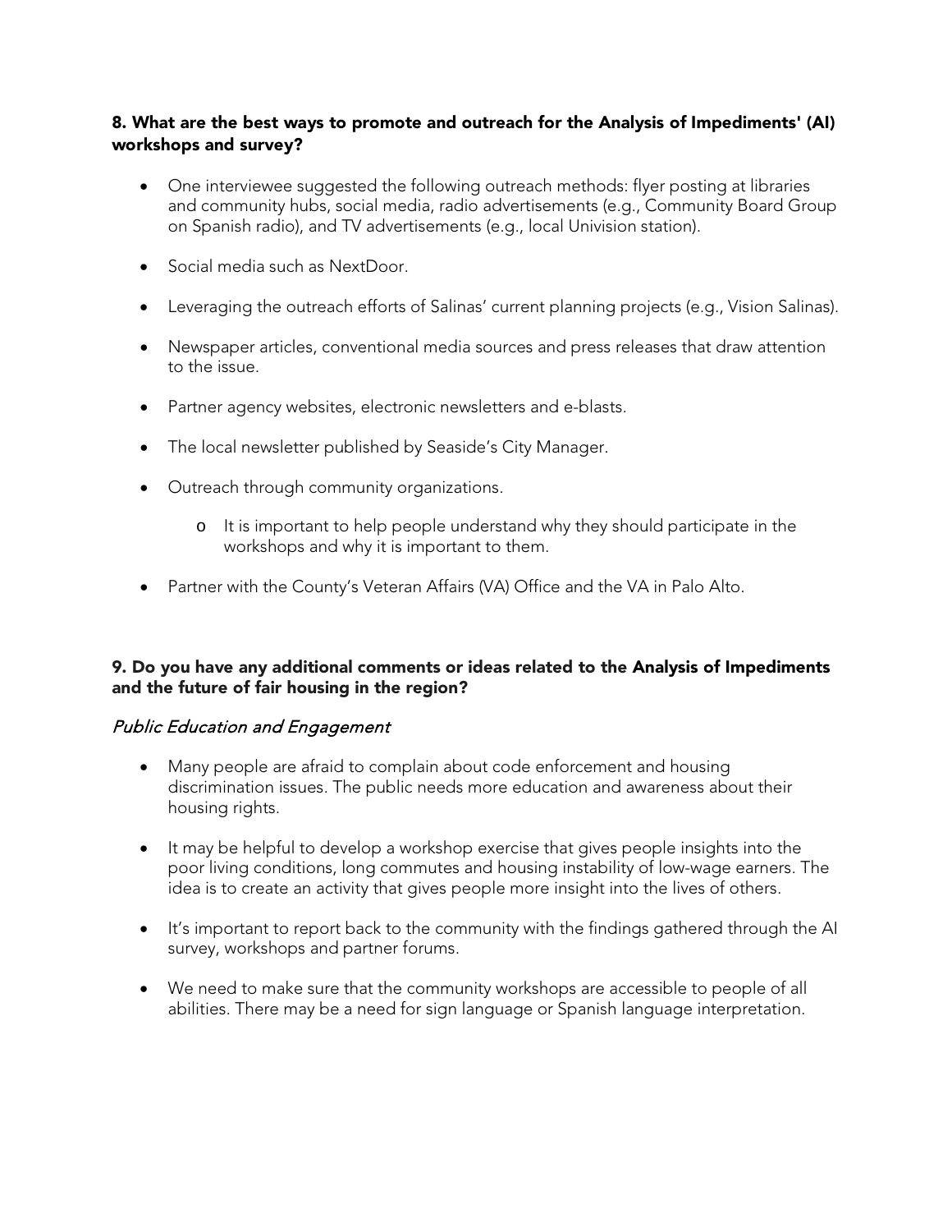**8. What are the best ways to promote and outreach for the Analysis of Impediments' (AI) workshops and survey?**

- One interviewee suggested the following outreach methods: flyer posting at libraries and community hubs, social media, radio advertisements (e.g., Community Board Group on Spanish radio), and TV advertisements (e.g., local Univision station).
- Social media such as NextDoor.
- Leveraging the outreach efforts of Salinas' current planning projects (e.g., Vision Salinas).
- Newspaper articles, conventional media sources and press releases that draw attention to the issue.
- Partner agency websites, electronic newsletters and e-blasts.
- The local newsletter published by Seaside's City Manager.
- Outreach through community organizations.
  - It is important to help people understand why they should participate in the workshops and why it is important to them.
- Partner with the County's Veteran Affairs (VA) Office and the VA in Palo Alto.

**9. Do you have any additional comments or ideas related to the Analysis of Impediments and the future of fair housing in the region?**

*Public Education and Engagement*

- Many people are afraid to complain about code enforcement and housing discrimination issues. The public needs more education and awareness about their housing rights.
- It may be helpful to develop a workshop exercise that gives people insights into the poor living conditions, long commutes and housing instability of low-wage earners. The idea is to create an activity that gives people more insight into the lives of others.
- It's important to report back to the community with the findings gathered through the AI survey, workshops and partner forums.
- We need to make sure that the community workshops are accessible to people of all abilities. There may be a need for sign language or Spanish language interpretation.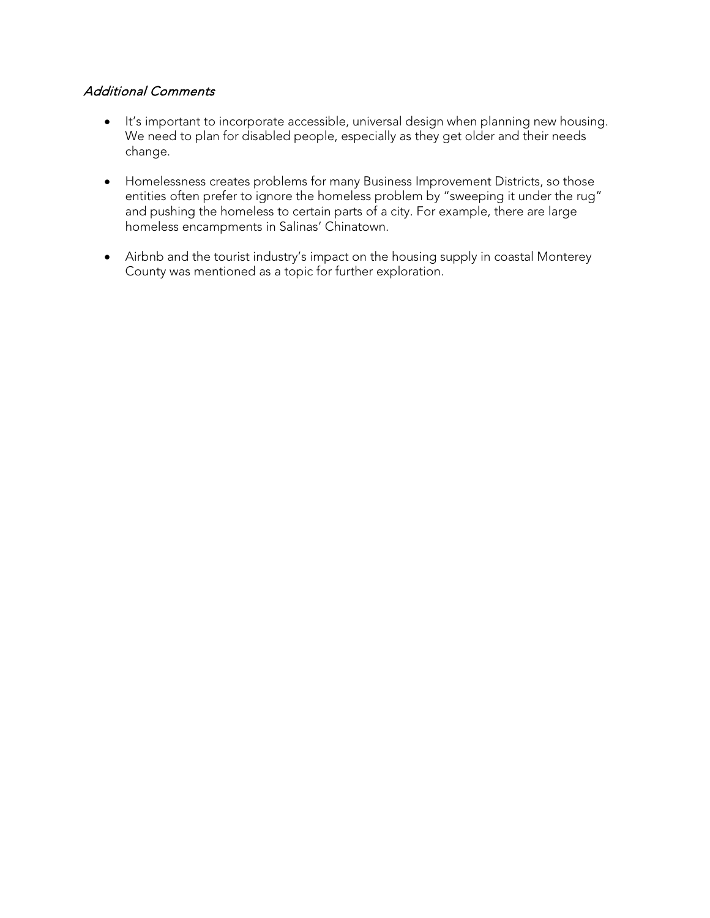### *Additional Comments*

- It's important to incorporate accessible, universal design when planning new housing. We need to plan for disabled people, especially as they get older and their needs change.
- Homelessness creates problems for many Business Improvement Districts, so those entities often prefer to ignore the homeless problem by "sweeping it under the rug" and pushing the homeless to certain parts of a city. For example, there are large homeless encampments in Salinas' Chinatown.
- Airbnb and the tourist industry's impact on the housing supply in coastal Monterey County was mentioned as a topic for further exploration.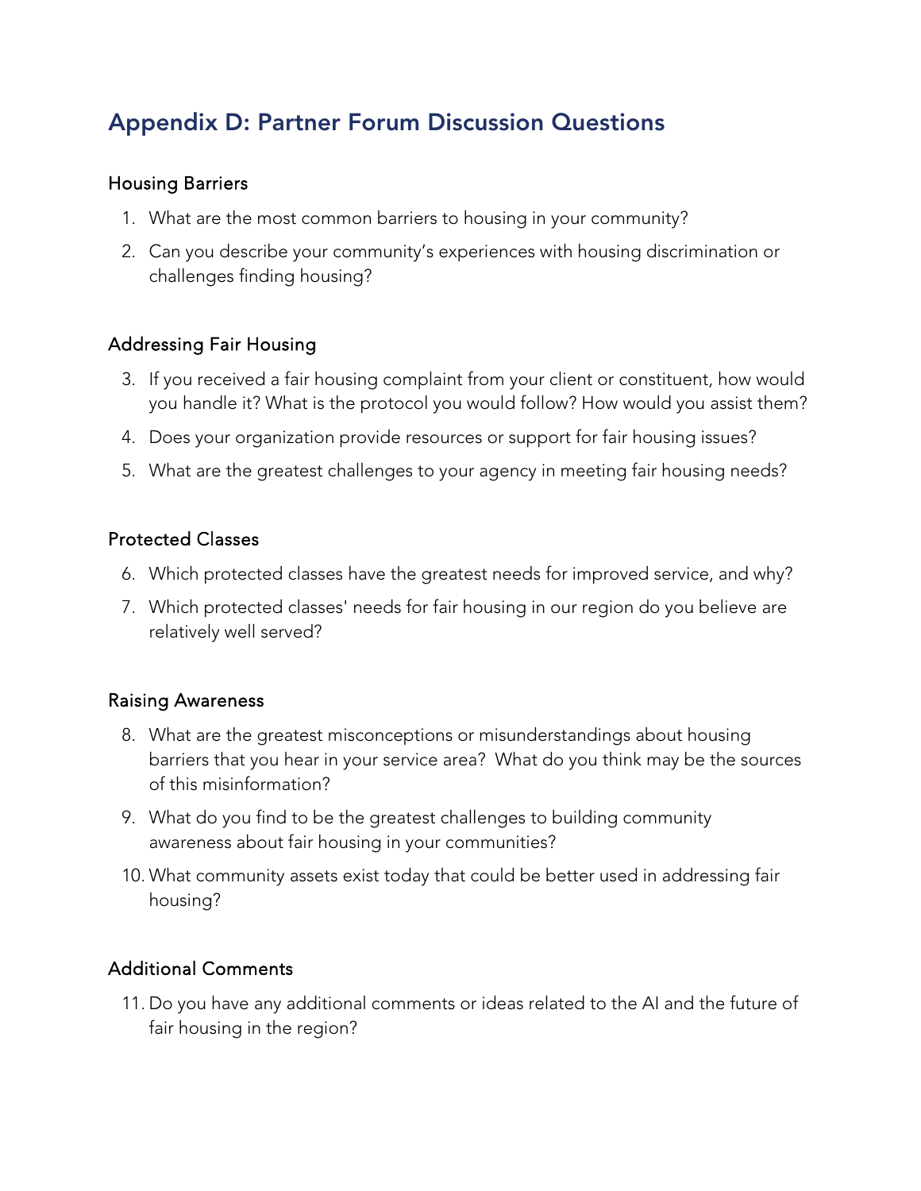## Appendix D: Partner Forum Discussion Questions

### Housing Barriers

1. What are the most common barriers to housing in your community?
2. Can you describe your community's experiences with housing discrimination or challenges finding housing?

### Addressing Fair Housing

3. If you received a fair housing complaint from your client or constituent, how would you handle it? What is the protocol you would follow? How would you assist them?
4. Does your organization provide resources or support for fair housing issues?
5. What are the greatest challenges to your agency in meeting fair housing needs?

### Protected Classes

6. Which protected classes have the greatest needs for improved service, and why?
7. Which protected classes' needs for fair housing in our region do you believe are relatively well served?

### Raising Awareness

8. What are the greatest misconceptions or misunderstandings about housing barriers that you hear in your service area? What do you think may be the sources of this misinformation?
9. What do you find to be the greatest challenges to building community awareness about fair housing in your communities?
10. What community assets exist today that could be better used in addressing fair housing?

### Additional Comments

11. Do you have any additional comments or ideas related to the AI and the future of fair housing in the region?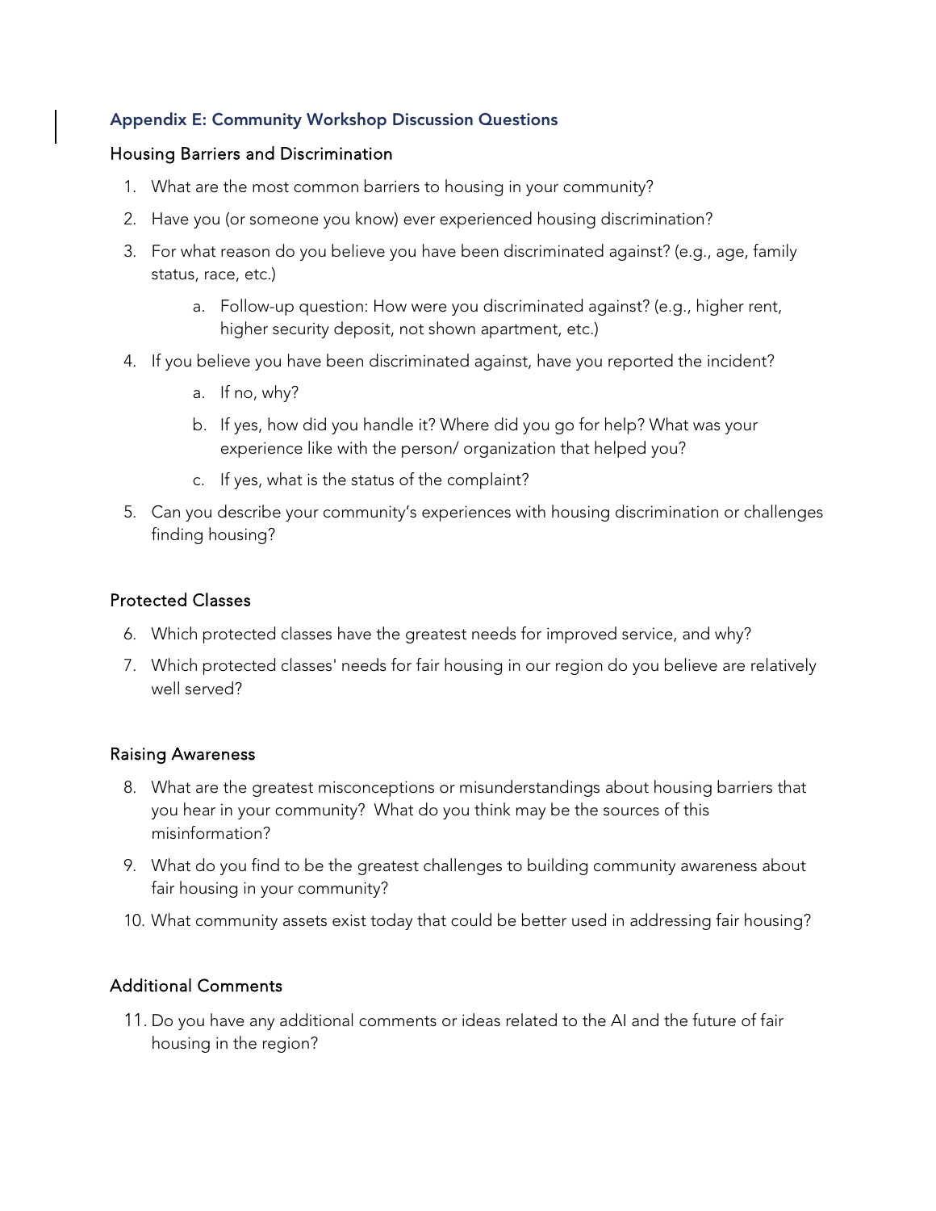## Appendix E: Community Workshop Discussion Questions

### Housing Barriers and Discrimination

1. What are the most common barriers to housing in your community?
2. Have you (or someone you know) ever experienced housing discrimination?
3. For what reason do you believe you have been discriminated against? (e.g., age, family status, race, etc.)
   a. Follow-up question: How were you discriminated against? (e.g., higher rent, higher security deposit, not shown apartment, etc.)
4. If you believe you have been discriminated against, have you reported the incident?
   a. If no, why?
   b. If yes, how did you handle it? Where did you go for help? What was your experience like with the person/ organization that helped you?
   c. If yes, what is the status of the complaint?
5. Can you describe your community's experiences with housing discrimination or challenges finding housing?

### Protected Classes

6. Which protected classes have the greatest needs for improved service, and why?
7. Which protected classes' needs for fair housing in our region do you believe are relatively well served?

### Raising Awareness

8. What are the greatest misconceptions or misunderstandings about housing barriers that you hear in your community? What do you think may be the sources of this misinformation?
9. What do you find to be the greatest challenges to building community awareness about fair housing in your community?
10. What community assets exist today that could be better used in addressing fair housing?

### Additional Comments

11. Do you have any additional comments or ideas related to the AI and the future of fair housing in the region?